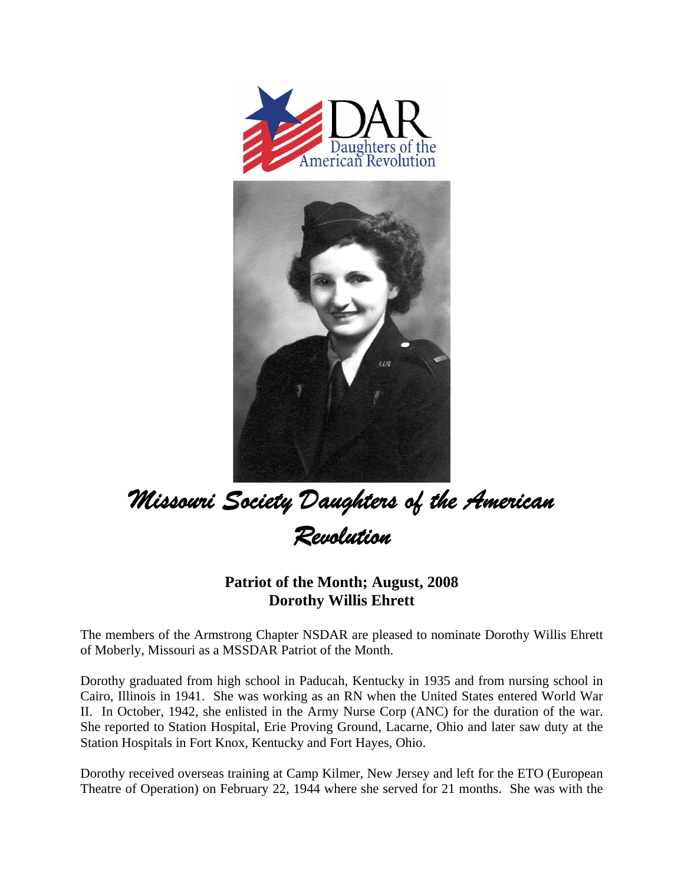# Missouri Society Daughters of the American Revolution

**Patriot of the Month; August, 2008**
**Dorothy Willis Ehrett**

The members of the Armstrong Chapter NSDAR are pleased to nominate Dorothy Willis Ehrett of Moberly, Missouri as a MSSDAR Patriot of the Month.

Dorothy graduated from high school in Paducah, Kentucky in 1935 and from nursing school in Cairo, Illinois in 1941. She was working as an RN when the United States entered World War II. In October, 1942, she enlisted in the Army Nurse Corp (ANC) for the duration of the war. She reported to Station Hospital, Erie Proving Ground, Lacarne, Ohio and later saw duty at the Station Hospitals in Fort Knox, Kentucky and Fort Hayes, Ohio.

Dorothy received overseas training at Camp Kilmer, New Jersey and left for the ETO (European Theatre of Operation) on February 22, 1944 where she served for 21 months. She was with the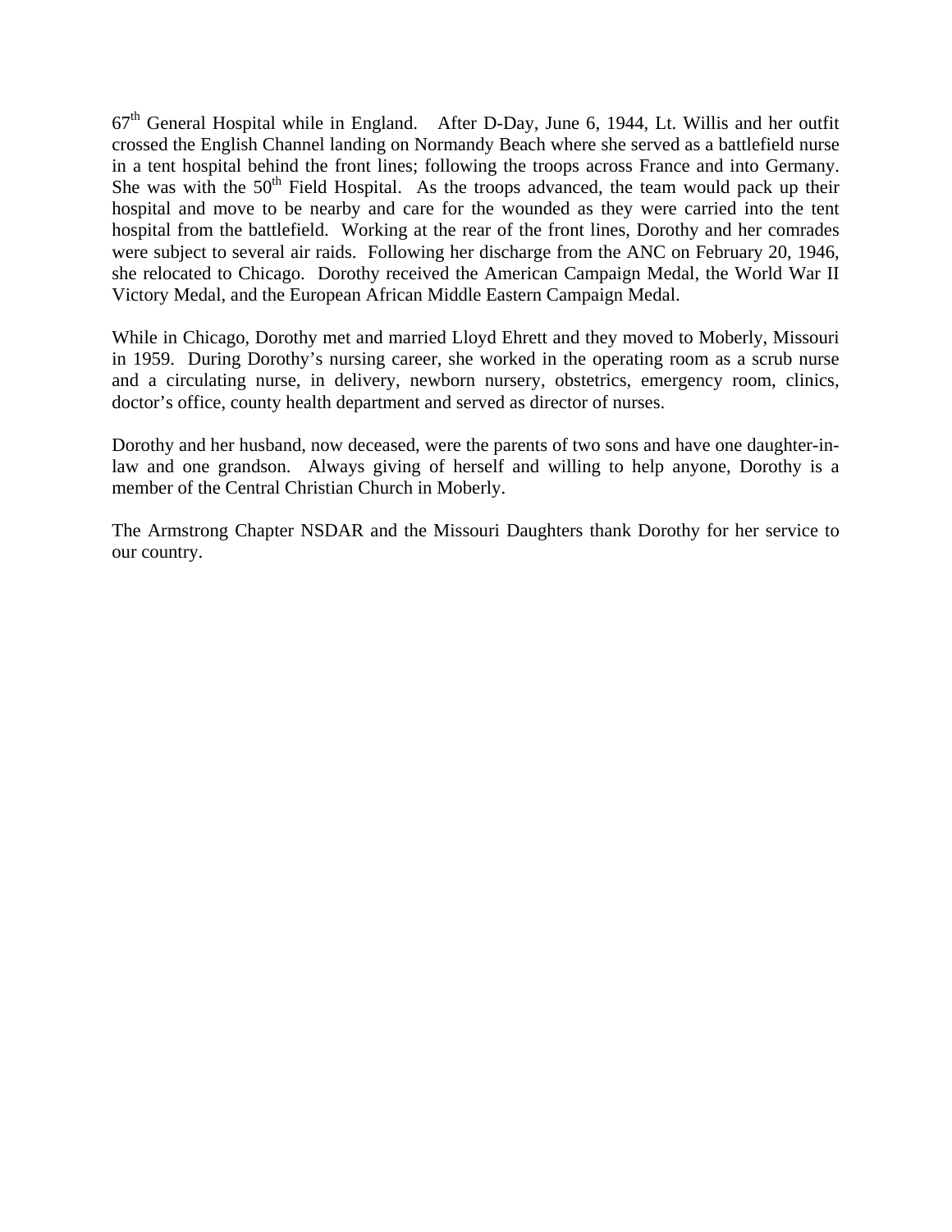67th General Hospital while in England. After D-Day, June 6, 1944, Lt. Willis and her outfit crossed the English Channel landing on Normandy Beach where she served as a battlefield nurse in a tent hospital behind the front lines; following the troops across France and into Germany. She was with the 50th Field Hospital. As the troops advanced, the team would pack up their hospital and move to be nearby and care for the wounded as they were carried into the tent hospital from the battlefield. Working at the rear of the front lines, Dorothy and her comrades were subject to several air raids. Following her discharge from the ANC on February 20, 1946, she relocated to Chicago. Dorothy received the American Campaign Medal, the World War II Victory Medal, and the European African Middle Eastern Campaign Medal.

While in Chicago, Dorothy met and married Lloyd Ehrett and they moved to Moberly, Missouri in 1959. During Dorothy's nursing career, she worked in the operating room as a scrub nurse and a circulating nurse, in delivery, newborn nursery, obstetrics, emergency room, clinics, doctor's office, county health department and served as director of nurses.

Dorothy and her husband, now deceased, were the parents of two sons and have one daughter-in-law and one grandson. Always giving of herself and willing to help anyone, Dorothy is a member of the Central Christian Church in Moberly.

The Armstrong Chapter NSDAR and the Missouri Daughters thank Dorothy for her service to our country.